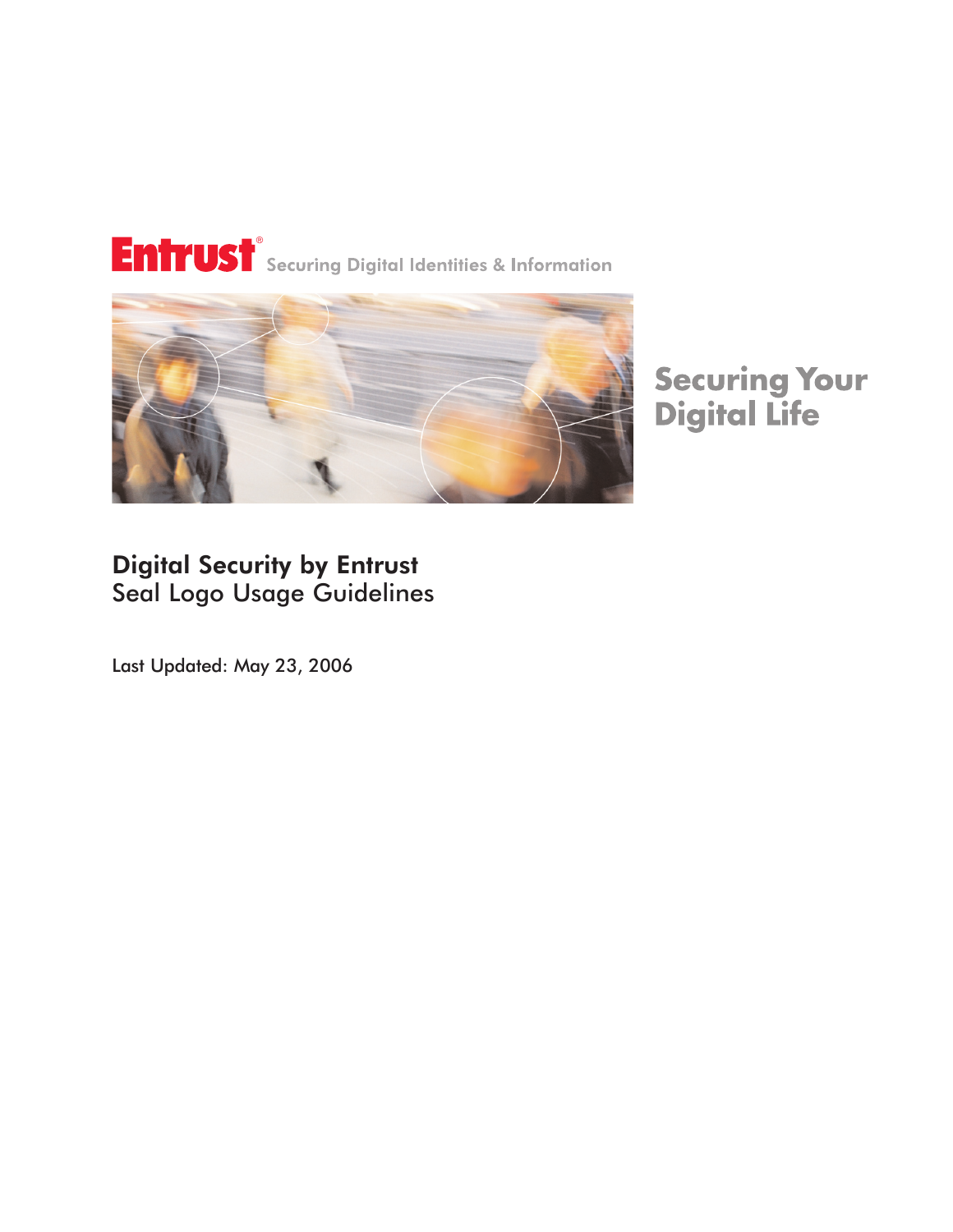Entrust® Securing Digital Identities & Information

# Securing Your Digital Life

## Digital Security by Entrust
Seal Logo Usage Guidelines

Last Updated: May 23, 2006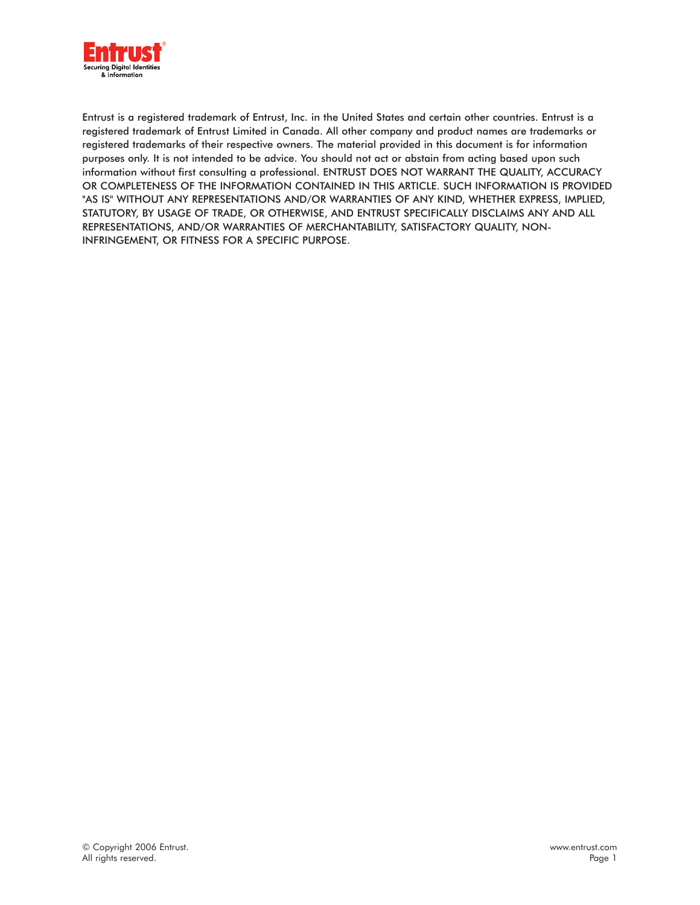Entrust is a registered trademark of Entrust, Inc. in the United States and certain other countries. Entrust is a registered trademark of Entrust Limited in Canada. All other company and product names are trademarks or registered trademarks of their respective owners. The material provided in this document is for information purposes only. It is not intended to be advice. You should not act or abstain from acting based upon such information without first consulting a professional. ENTRUST DOES NOT WARRANT THE QUALITY, ACCURACY OR COMPLETENESS OF THE INFORMATION CONTAINED IN THIS ARTICLE. SUCH INFORMATION IS PROVIDED "AS IS" WITHOUT ANY REPRESENTATIONS AND/OR WARRANTIES OF ANY KIND, WHETHER EXPRESS, IMPLIED, STATUTORY, BY USAGE OF TRADE, OR OTHERWISE, AND ENTRUST SPECIFICALLY DISCLAIMS ANY AND ALL REPRESENTATIONS, AND/OR WARRANTIES OF MERCHANTABILITY, SATISFACTORY QUALITY, NON-INFRINGEMENT, OR FITNESS FOR A SPECIFIC PURPOSE.

© Copyright 2006 Entrust.
All rights reserved.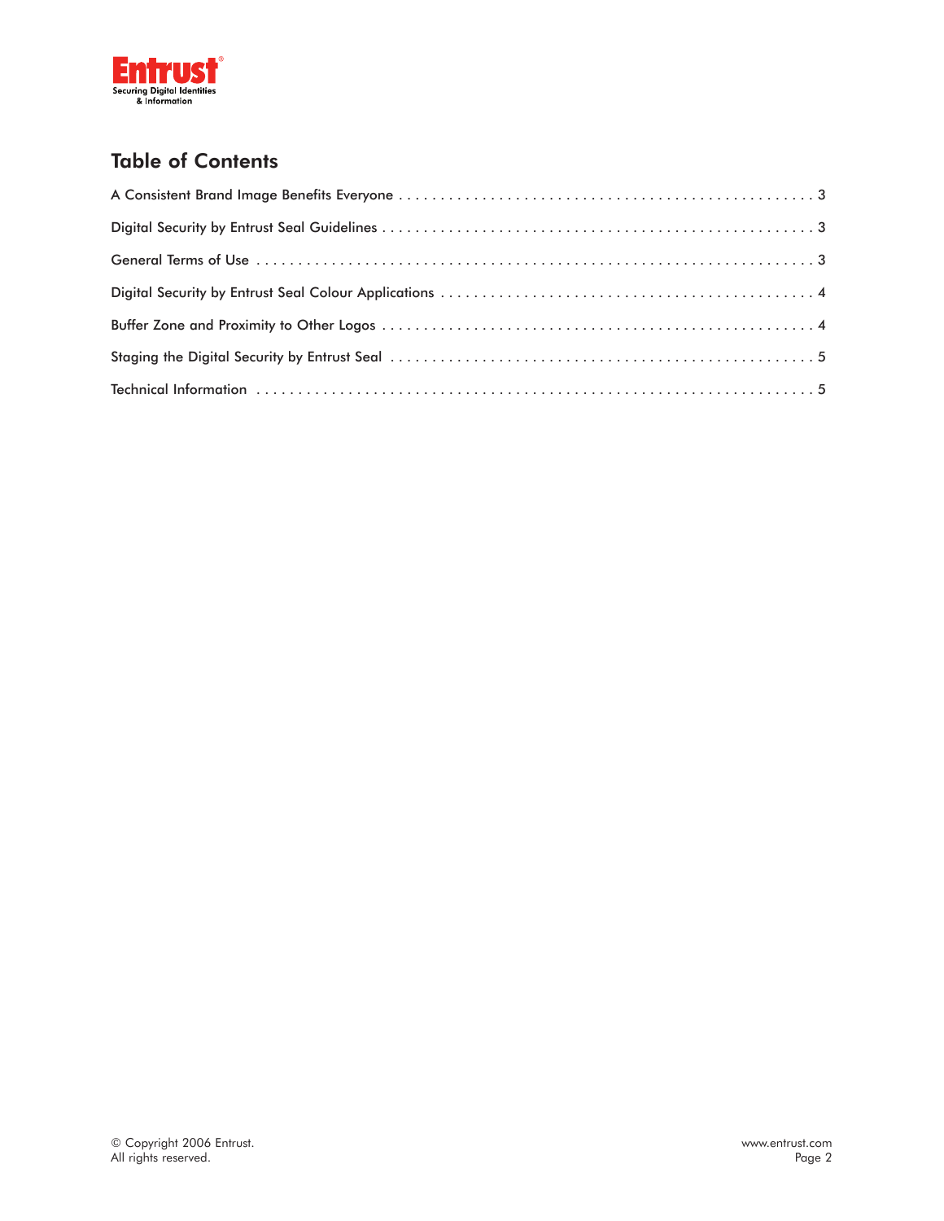## Table of Contents

| | |
|---|---|
| A Consistent Brand Image Benefits Everyone | 3 |
| Digital Security by Entrust Seal Guidelines | 3 |
| General Terms of Use | 3 |
| Digital Security by Entrust Seal Colour Applications | 4 |
| Buffer Zone and Proximity to Other Logos | 4 |
| Staging the Digital Security by Entrust Seal | 5 |
| Technical Information | 5 |

© Copyright 2006 Entrust.
All rights reserved.

www.entrust.com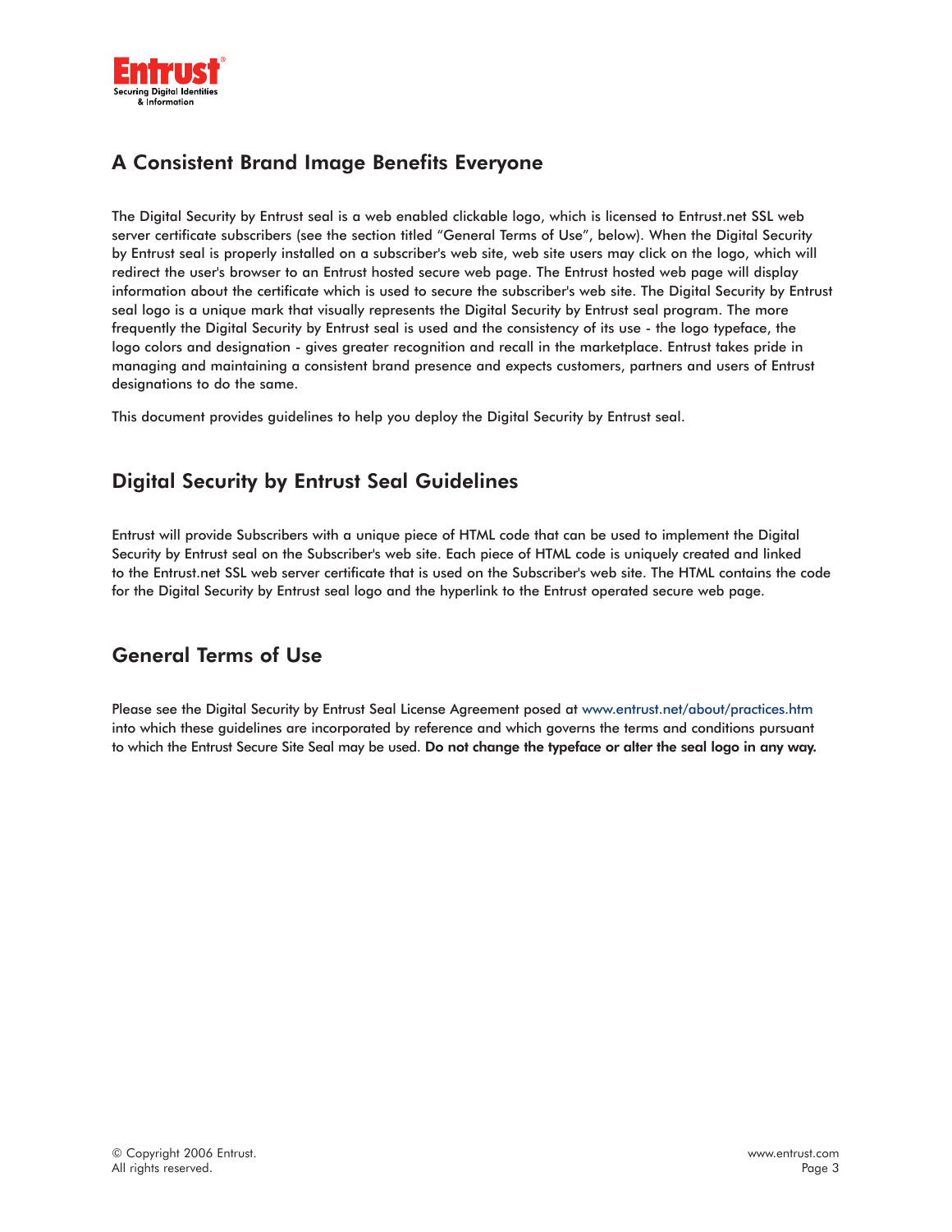## A Consistent Brand Image Benefits Everyone

The Digital Security by Entrust seal is a web enabled clickable logo, which is licensed to Entrust.net SSL web server certificate subscribers (see the section titled "General Terms of Use", below). When the Digital Security by Entrust seal is properly installed on a subscriber's web site, web site users may click on the logo, which will redirect the user's browser to an Entrust hosted secure web page. The Entrust hosted web page will display information about the certificate which is used to secure the subscriber's web site. The Digital Security by Entrust seal logo is a unique mark that visually represents the Digital Security by Entrust seal program. The more frequently the Digital Security by Entrust seal is used and the consistency of its use - the logo typeface, the logo colors and designation - gives greater recognition and recall in the marketplace. Entrust takes pride in managing and maintaining a consistent brand presence and expects customers, partners and users of Entrust designations to do the same.

This document provides guidelines to help you deploy the Digital Security by Entrust seal.

## Digital Security by Entrust Seal Guidelines

Entrust will provide Subscribers with a unique piece of HTML code that can be used to implement the Digital Security by Entrust seal on the Subscriber's web site. Each piece of HTML code is uniquely created and linked to the Entrust.net SSL web server certificate that is used on the Subscriber's web site. The HTML contains the code for the Digital Security by Entrust seal logo and the hyperlink to the Entrust operated secure web page.

## General Terms of Use

Please see the Digital Security by Entrust Seal License Agreement posed at www.entrust.net/about/practices.htm into which these guidelines are incorporated by reference and which governs the terms and conditions pursuant to which the Entrust Secure Site Seal may be used. **Do not change the typeface or alter the seal logo in any way.**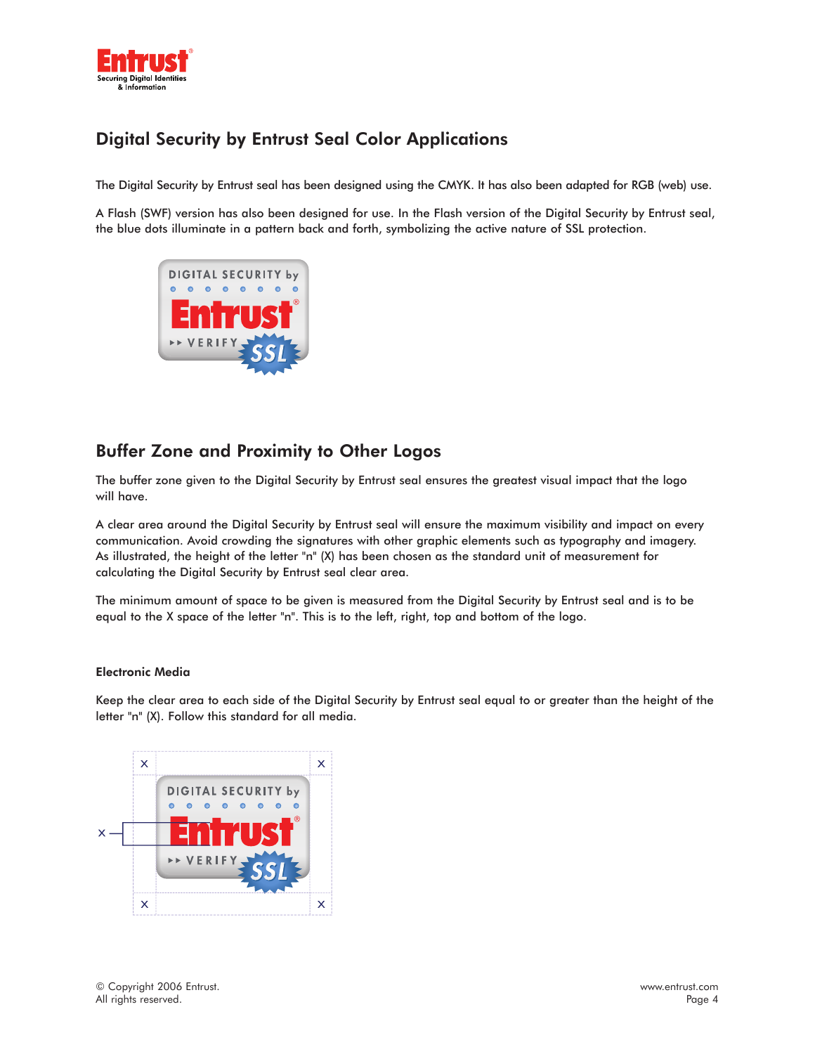## Digital Security by Entrust Seal Color Applications

The Digital Security by Entrust seal has been designed using the CMYK. It has also been adapted for RGB (web) use.

A Flash (SWF) version has also been designed for use. In the Flash version of the Digital Security by Entrust seal, the blue dots illuminate in a pattern back and forth, symbolizing the active nature of SSL protection.

## Buffer Zone and Proximity to Other Logos

The buffer zone given to the Digital Security by Entrust seal ensures the greatest visual impact that the logo will have.

A clear area around the Digital Security by Entrust seal will ensure the maximum visibility and impact on every communication. Avoid crowding the signatures with other graphic elements such as typography and imagery. As illustrated, the height of the letter "n" (X) has been chosen as the standard unit of measurement for calculating the Digital Security by Entrust seal clear area.

The minimum amount of space to be given is measured from the Digital Security by Entrust seal and is to be equal to the X space of the letter "n". This is to the left, right, top and bottom of the logo.

### Electronic Media

Keep the clear area to each side of the Digital Security by Entrust seal equal to or greater than the height of the letter "n" (X). Follow this standard for all media.

© Copyright 2006 Entrust.
All rights reserved.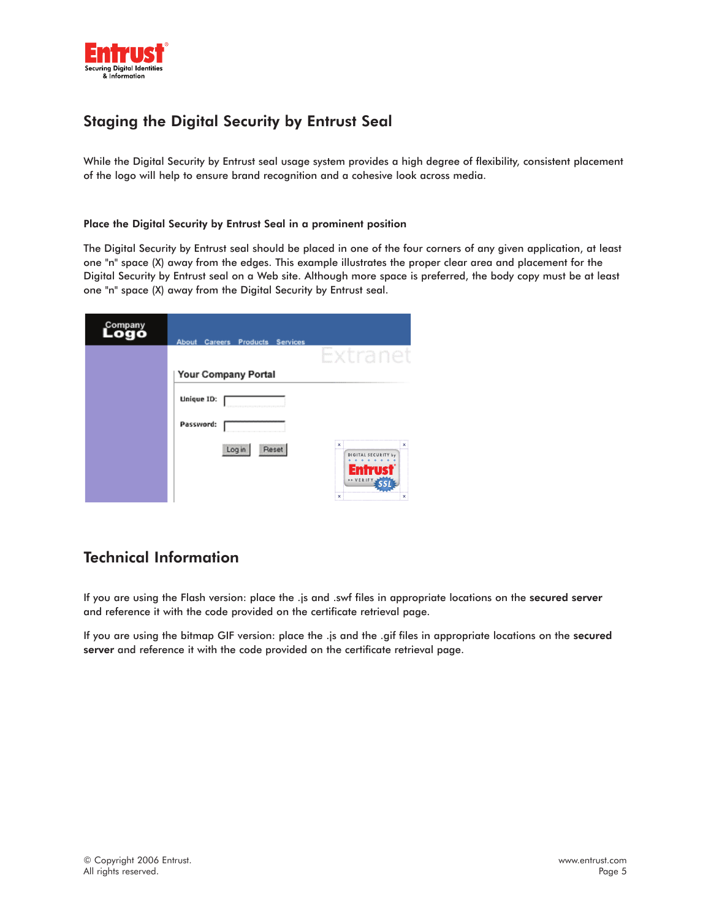## Staging the Digital Security by Entrust Seal

While the Digital Security by Entrust seal usage system provides a high degree of flexibility, consistent placement of the logo will help to ensure brand recognition and a cohesive look across media.

**Place the Digital Security by Entrust Seal in a prominent position**

The Digital Security by Entrust seal should be placed in one of the four corners of any given application, at least one "n" space (X) away from the edges. This example illustrates the proper clear area and placement for the Digital Security by Entrust seal on a Web site. Although more space is preferred, the body copy must be at least one "n" space (X) away from the Digital Security by Entrust seal.

## Technical Information

If you are using the Flash version: place the .js and .swf files in appropriate locations on the **secured server** and reference it with the code provided on the certificate retrieval page.

If you are using the bitmap GIF version: place the .js and the .gif files in appropriate locations on the **secured server** and reference it with the code provided on the certificate retrieval page.

© Copyright 2006 Entrust.
All rights reserved.

www.entrust.com